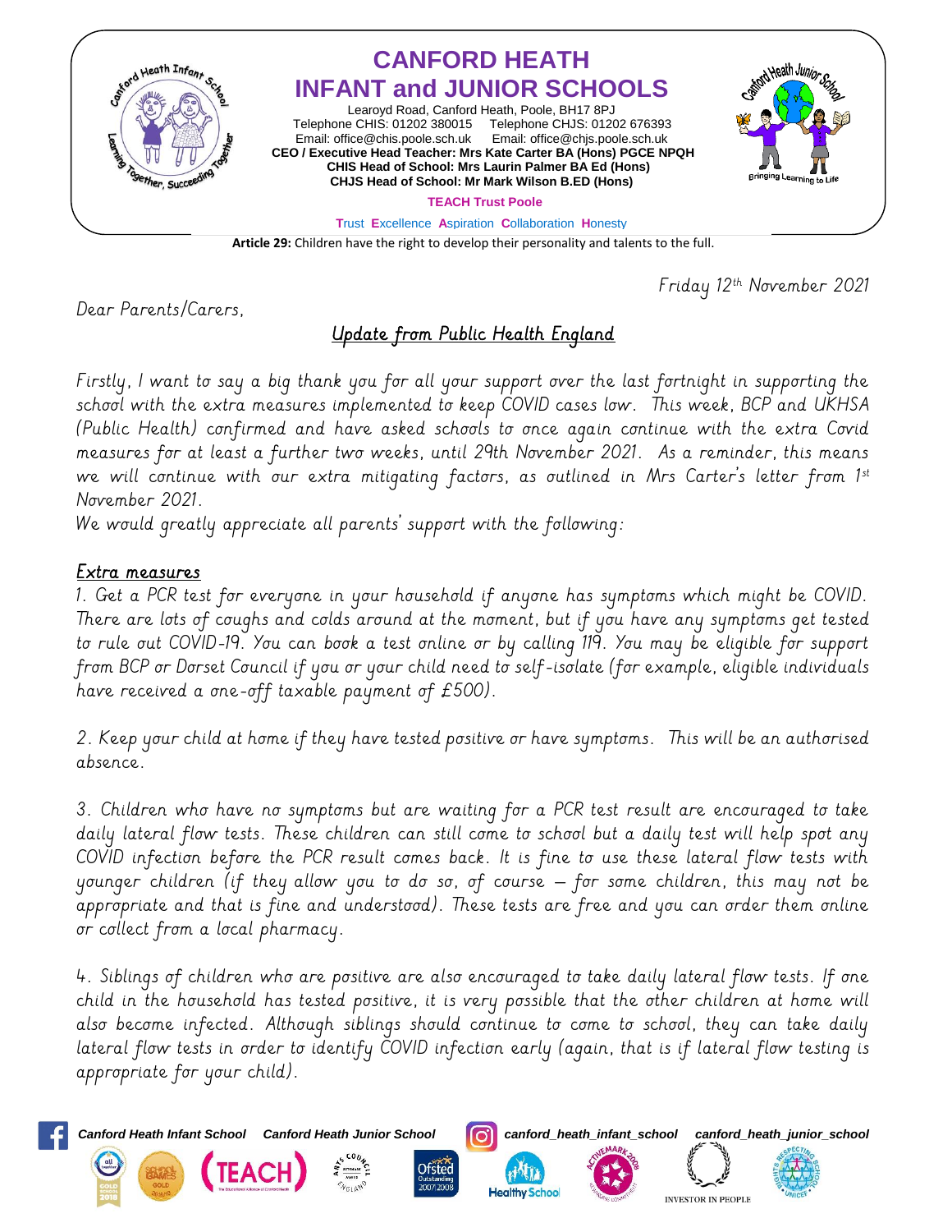# CANFORD HEATH INFANT and JUNIOR SCHOOLS

Learoyd Road, Canford Heath, Poole, BH17 8PJ
Telephone CHIS: 01202 380015 Telephone CHJS: 01202 676393
Email: office@chis.poole.sch.uk Email: office@chjs.poole.sch.uk
**CEO / Executive Head Teacher: Mrs Kate Carter BA (Hons) PGCE NPQH**
**CHIS Head of School: Mrs Laurin Palmer BA Ed (Hons)**
**CHJS Head of School: Mr Mark Wilson B.ED (Hons)**

**TEACH Trust Poole**

Trust Excellence Aspiration Collaboration Honesty

**Article 29:** Children have the right to develop their personality and talents to the full.

Friday 12th November 2021

Dear Parents/Carers,

## Update from Public Health England

Firstly, I want to say a big thank you for all your support over the last fortnight in supporting the school with the extra measures implemented to keep COVID cases low. This week, BCP and UKHSA (Public Health) confirmed and have asked schools to once again continue with the extra Covid measures for at least a further two weeks, until 29th November 2021. As a reminder, this means we will continue with our extra mitigating factors, as outlined in Mrs Carter's letter from 1st November 2021.

We would greatly appreciate all parents' support with the following:

### Extra measures

1. Get a PCR test for everyone in your household if anyone has symptoms which might be COVID. There are lots of coughs and colds around at the moment, but if you have any symptoms get tested to rule out COVID-19. You can book a test online or by calling 119. You may be eligible for support from BCP or Dorset Council if you or your child need to self-isolate (for example, eligible individuals have received a one-off taxable payment of £500).

2. Keep your child at home if they have tested positive or have symptoms. This will be an authorised absence.

3. Children who have no symptoms but are waiting for a PCR test result are encouraged to take daily lateral flow tests. These children can still come to school but a daily test will help spot any COVID infection before the PCR result comes back. It is fine to use these lateral flow tests with younger children (if they allow you to do so, of course – for some children, this may not be appropriate and that is fine and understood). These tests are free and you can order them online or collect from a local pharmacy.

4. Siblings of children who are positive are also encouraged to take daily lateral flow tests. If one child in the household has tested positive, it is very possible that the other children at home will also become infected. Although siblings should continue to come to school, they can take daily lateral flow tests in order to identify COVID infection early (again, that is if lateral flow testing is appropriate for your child).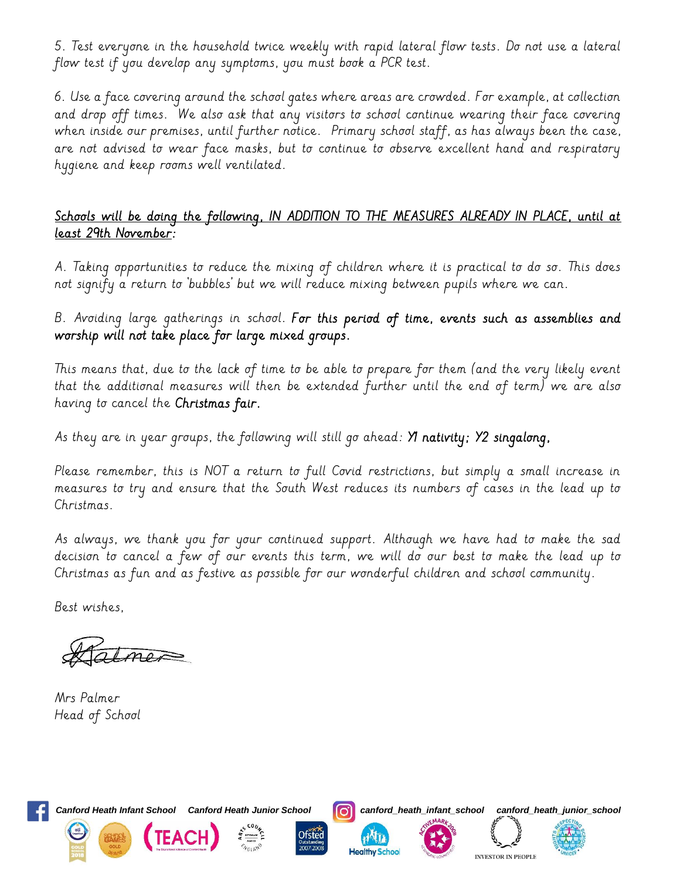5. Test everyone in the household twice weekly with rapid lateral flow tests. Do not use a lateral flow test if you develop any symptoms, you must book a PCR test.

6. Use a face covering around the school gates where areas are crowded. For example, at collection and drop off times. We also ask that any visitors to school continue wearing their face covering when inside our premises, until further notice. Primary school staff, as has always been the case, are not advised to wear face masks, but to continue to observe excellent hand and respiratory hygiene and keep rooms well ventilated.

***Schools will be doing the following, IN ADDITION TO THE MEASURES ALREADY IN PLACE, until at least 29th November:***

A. Taking opportunities to reduce the mixing of children where it is practical to do so. This does not signify a return to 'bubbles' but we will reduce mixing between pupils where we can.

B. Avoiding large gatherings in school. **For this period of time, events such as assemblies and worship will not take place for large mixed groups.**

This means that, due to the lack of time to be able to prepare for them (and the very likely event that the additional measures will then be extended further until the end of term) we are also having to cancel the **Christmas fair.**

As they are in year groups, the following will still go ahead: **Y1 nativity; Y2 singalong.**

Please remember, this is NOT a return to full Covid restrictions, but simply a small increase in measures to try and ensure that the South West reduces its numbers of cases in the lead up to Christmas.

As always, we thank you for your continued support. Although we have had to make the sad decision to cancel a few of our events this term, we will do our best to make the lead up to Christmas as fun and as festive as possible for our wonderful children and school community.

Best wishes,

Mrs Palmer
Head of School

*Canford Heath Infant School* *Canford Heath Junior School* *canford_heath_infant_school* *canford_heath_junior_school*